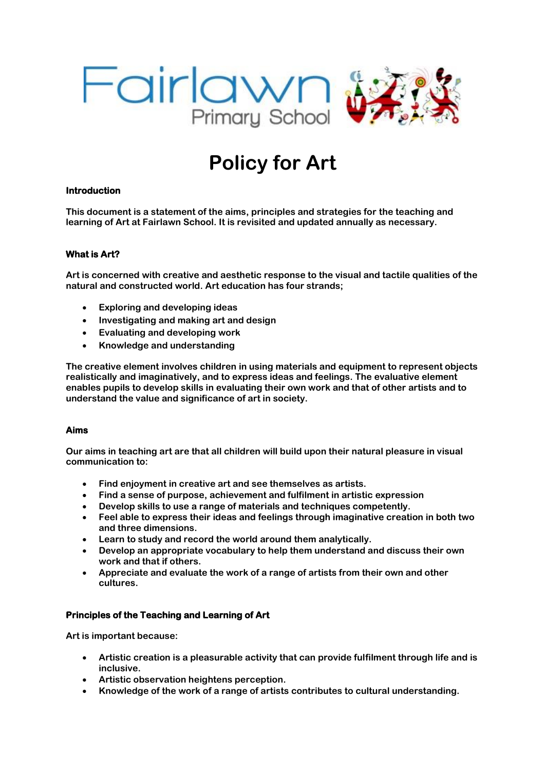Fairlawn Primary School

# Policy for Art

## Introduction

**This document is a statement of the aims, principles and strategies for the teaching and learning of Art at Fairlawn School. It is revisited and updated annually as necessary.**

## What is Art?

**Art is concerned with creative and aesthetic response to the visual and tactile qualities of the natural and constructed world. Art education has four strands;**

- **Exploring and developing ideas**
- **Investigating and making art and design**
- **Evaluating and developing work**
- **Knowledge and understanding**

**The creative element involves children in using materials and equipment to represent objects realistically and imaginatively, and to express ideas and feelings. The evaluative element enables pupils to develop skills in evaluating their own work and that of other artists and to understand the value and significance of art in society.**

## Aims

**Our aims in teaching art are that all children will build upon their natural pleasure in visual communication to:**

- **Find enjoyment in creative art and see themselves as artists.**
- **Find a sense of purpose, achievement and fulfilment in artistic expression**
- **Develop skills to use a range of materials and techniques competently.**
- **Feel able to express their ideas and feelings through imaginative creation in both two and three dimensions.**
- **Learn to study and record the world around them analytically.**
- **Develop an appropriate vocabulary to help them understand and discuss their own work and that if others.**
- **Appreciate and evaluate the work of a range of artists from their own and other cultures.**

## Principles of the Teaching and Learning of Art

**Art is important because:**

- **Artistic creation is a pleasurable activity that can provide fulfilment through life and is inclusive.**
- **Artistic observation heightens perception.**
- **Knowledge of the work of a range of artists contributes to cultural understanding.**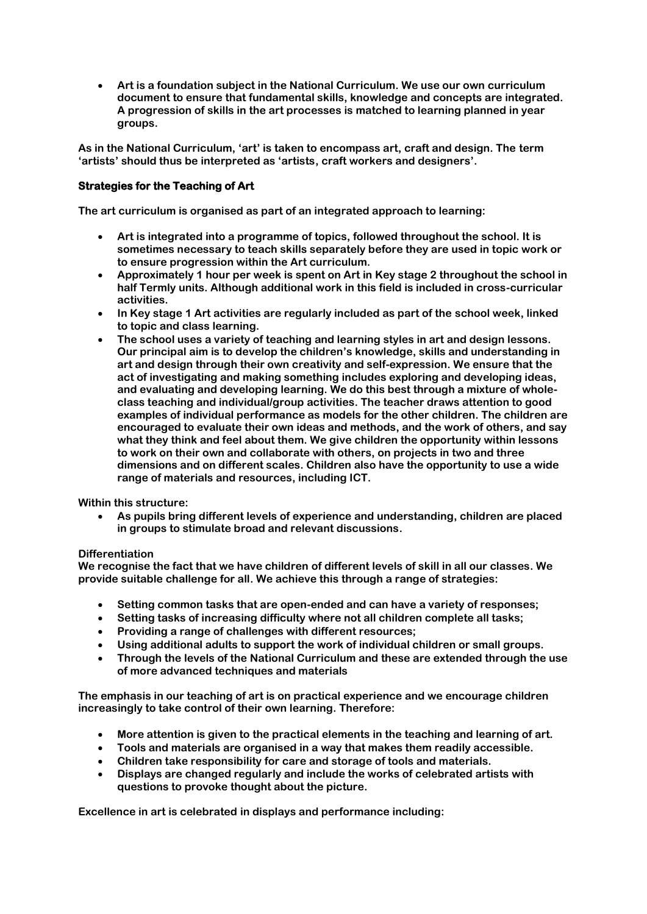- Art is a foundation subject in the National Curriculum. We use our own curriculum document to ensure that fundamental skills, knowledge and concepts are integrated. A progression of skills in the art processes is matched to learning planned in year groups.

As in the National Curriculum, 'art' is taken to encompass art, craft and design. The term 'artists' should thus be interpreted as 'artists, craft workers and designers'.

## Strategies for the Teaching of Art

The art curriculum is organised as part of an integrated approach to learning:

- Art is integrated into a programme of topics, followed throughout the school. It is sometimes necessary to teach skills separately before they are used in topic work or to ensure progression within the Art curriculum.
- Approximately 1 hour per week is spent on Art in Key stage 2 throughout the school in half Termly units. Although additional work in this field is included in cross-curricular activities.
- In Key stage 1 Art activities are regularly included as part of the school week, linked to topic and class learning.
- The school uses a variety of teaching and learning styles in art and design lessons. Our principal aim is to develop the children's knowledge, skills and understanding in art and design through their own creativity and self-expression. We ensure that the act of investigating and making something includes exploring and developing ideas, and evaluating and developing learning. We do this best through a mixture of whole-class teaching and individual/group activities. The teacher draws attention to good examples of individual performance as models for the other children. The children are encouraged to evaluate their own ideas and methods, and the work of others, and say what they think and feel about them. We give children the opportunity within lessons to work on their own and collaborate with others, on projects in two and three dimensions and on different scales. Children also have the opportunity to use a wide range of materials and resources, including ICT.

Within this structure:

- As pupils bring different levels of experience and understanding, children are placed in groups to stimulate broad and relevant discussions.

**Differentiation**

We recognise the fact that we have children of different levels of skill in all our classes. We provide suitable challenge for all. We achieve this through a range of strategies:

- Setting common tasks that are open-ended and can have a variety of responses;
- Setting tasks of increasing difficulty where not all children complete all tasks;
- Providing a range of challenges with different resources;
- Using additional adults to support the work of individual children or small groups.
- Through the levels of the National Curriculum and these are extended through the use of more advanced techniques and materials

The emphasis in our teaching of art is on practical experience and we encourage children increasingly to take control of their own learning. Therefore:

- More attention is given to the practical elements in the teaching and learning of art.
- Tools and materials are organised in a way that makes them readily accessible.
- Children take responsibility for care and storage of tools and materials.
- Displays are changed regularly and include the works of celebrated artists with questions to provoke thought about the picture.

Excellence in art is celebrated in displays and performance including: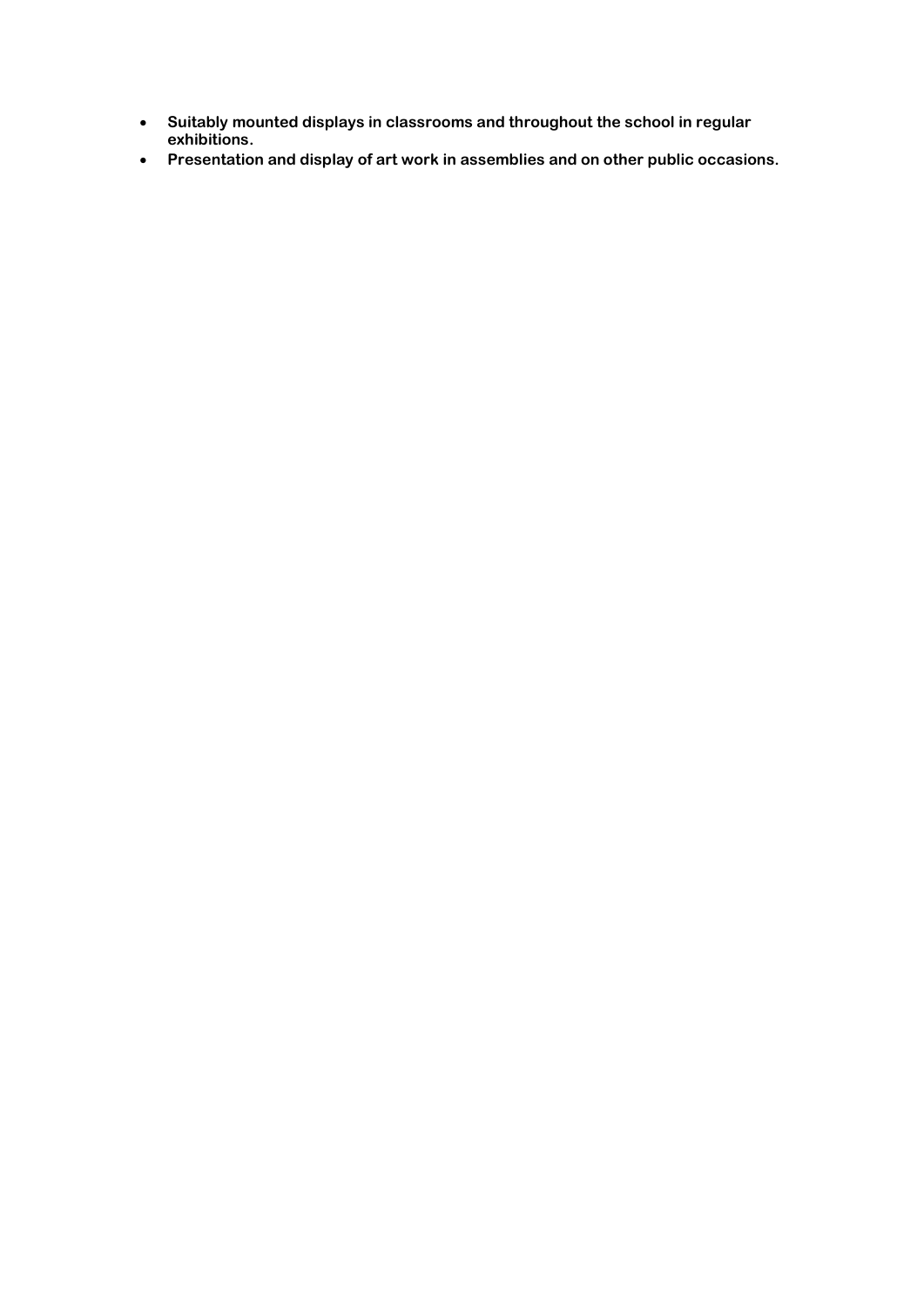- **Suitably mounted displays in classrooms and throughout the school in regular exhibitions.**
- **Presentation and display of art work in assemblies and on other public occasions.**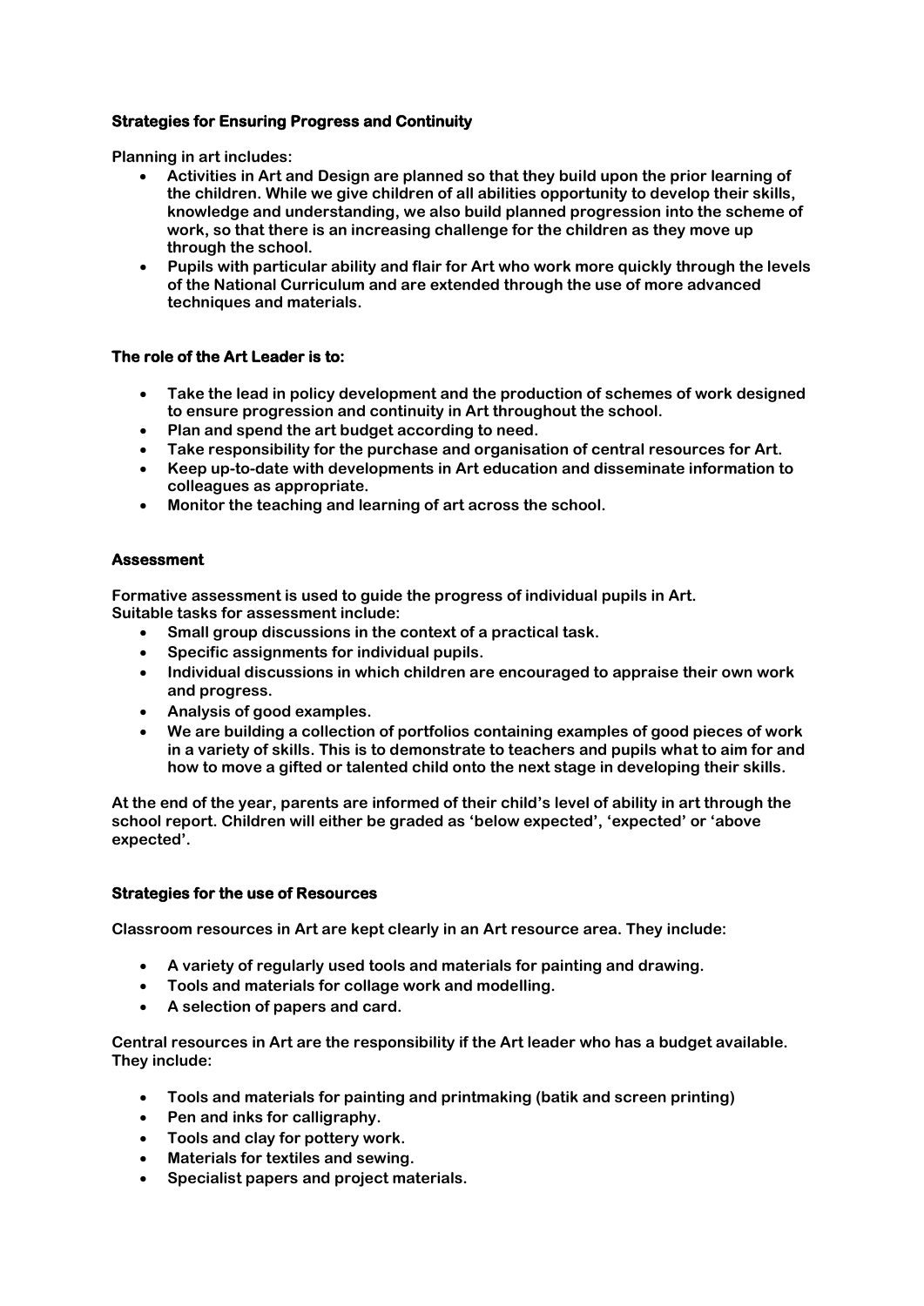## Strategies for Ensuring Progress and Continuity

**Planning in art includes:**

- **Activities in Art and Design are planned so that they build upon the prior learning of the children. While we give children of all abilities opportunity to develop their skills, knowledge and understanding, we also build planned progression into the scheme of work, so that there is an increasing challenge for the children as they move up through the school.**
- **Pupils with particular ability and flair for Art who work more quickly through the levels of the National Curriculum and are extended through the use of more advanced techniques and materials.**

## The role of the Art Leader is to:

- **Take the lead in policy development and the production of schemes of work designed to ensure progression and continuity in Art throughout the school.**
- **Plan and spend the art budget according to need.**
- **Take responsibility for the purchase and organisation of central resources for Art.**
- **Keep up-to-date with developments in Art education and disseminate information to colleagues as appropriate.**
- **Monitor the teaching and learning of art across the school.**

## Assessment

**Formative assessment is used to guide the progress of individual pupils in Art.**
**Suitable tasks for assessment include:**

- **Small group discussions in the context of a practical task.**
- **Specific assignments for individual pupils.**
- **Individual discussions in which children are encouraged to appraise their own work and progress.**
- **Analysis of good examples.**
- **We are building a collection of portfolios containing examples of good pieces of work in a variety of skills. This is to demonstrate to teachers and pupils what to aim for and how to move a gifted or talented child onto the next stage in developing their skills.**

**At the end of the year, parents are informed of their child's level of ability in art through the school report. Children will either be graded as 'below expected', 'expected' or 'above expected'.**

## Strategies for the use of Resources

**Classroom resources in Art are kept clearly in an Art resource area. They include:**

- **A variety of regularly used tools and materials for painting and drawing.**
- **Tools and materials for collage work and modelling.**
- **A selection of papers and card.**

**Central resources in Art are the responsibility if the Art leader who has a budget available. They include:**

- **Tools and materials for painting and printmaking (batik and screen printing)**
- **Pen and inks for calligraphy.**
- **Tools and clay for pottery work.**
- **Materials for textiles and sewing.**
- **Specialist papers and project materials.**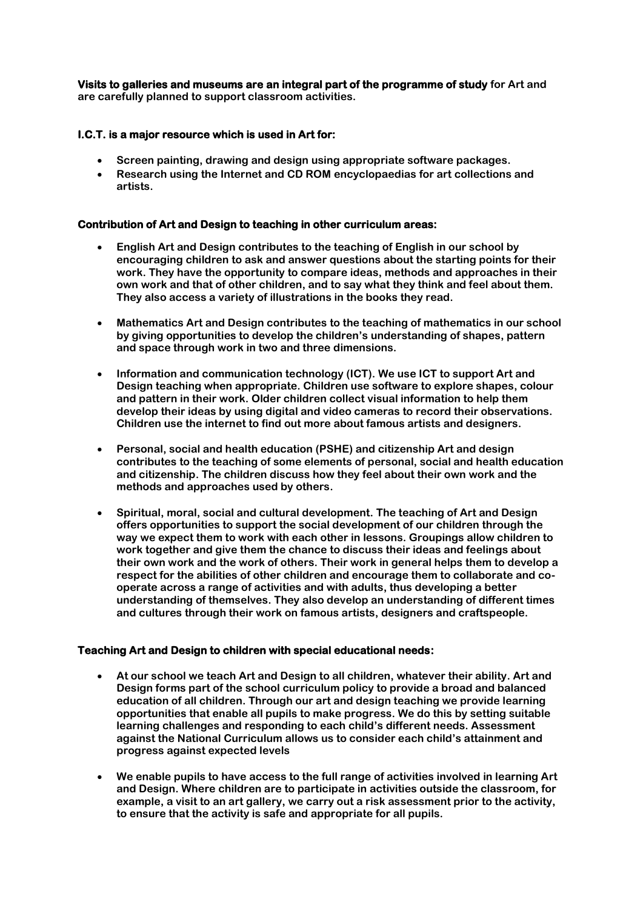**Visits to galleries and museums are an integral part of the programme of study for Art and are carefully planned to support classroom activities.**

### I.C.T. is a major resource which is used in Art for:

- **Screen painting, drawing and design using appropriate software packages.**
- **Research using the Internet and CD ROM encyclopaedias for art collections and artists.**

### Contribution of Art and Design to teaching in other curriculum areas:

- **English Art and Design contributes to the teaching of English in our school by encouraging children to ask and answer questions about the starting points for their work. They have the opportunity to compare ideas, methods and approaches in their own work and that of other children, and to say what they think and feel about them. They also access a variety of illustrations in the books they read.**

- **Mathematics Art and Design contributes to the teaching of mathematics in our school by giving opportunities to develop the children's understanding of shapes, pattern and space through work in two and three dimensions.**

- **Information and communication technology (ICT). We use ICT to support Art and Design teaching when appropriate. Children use software to explore shapes, colour and pattern in their work. Older children collect visual information to help them develop their ideas by using digital and video cameras to record their observations. Children use the internet to find out more about famous artists and designers.**

- **Personal, social and health education (PSHE) and citizenship Art and design contributes to the teaching of some elements of personal, social and health education and citizenship. The children discuss how they feel about their own work and the methods and approaches used by others.**

- **Spiritual, moral, social and cultural development. The teaching of Art and Design offers opportunities to support the social development of our children through the way we expect them to work with each other in lessons. Groupings allow children to work together and give them the chance to discuss their ideas and feelings about their own work and the work of others. Their work in general helps them to develop a respect for the abilities of other children and encourage them to collaborate and co-operate across a range of activities and with adults, thus developing a better understanding of themselves. They also develop an understanding of different times and cultures through their work on famous artists, designers and craftspeople.**

### Teaching Art and Design to children with special educational needs:

- **At our school we teach Art and Design to all children, whatever their ability. Art and Design forms part of the school curriculum policy to provide a broad and balanced education of all children. Through our art and design teaching we provide learning opportunities that enable all pupils to make progress. We do this by setting suitable learning challenges and responding to each child's different needs. Assessment against the National Curriculum allows us to consider each child's attainment and progress against expected levels**

- **We enable pupils to have access to the full range of activities involved in learning Art and Design. Where children are to participate in activities outside the classroom, for example, a visit to an art gallery, we carry out a risk assessment prior to the activity, to ensure that the activity is safe and appropriate for all pupils.**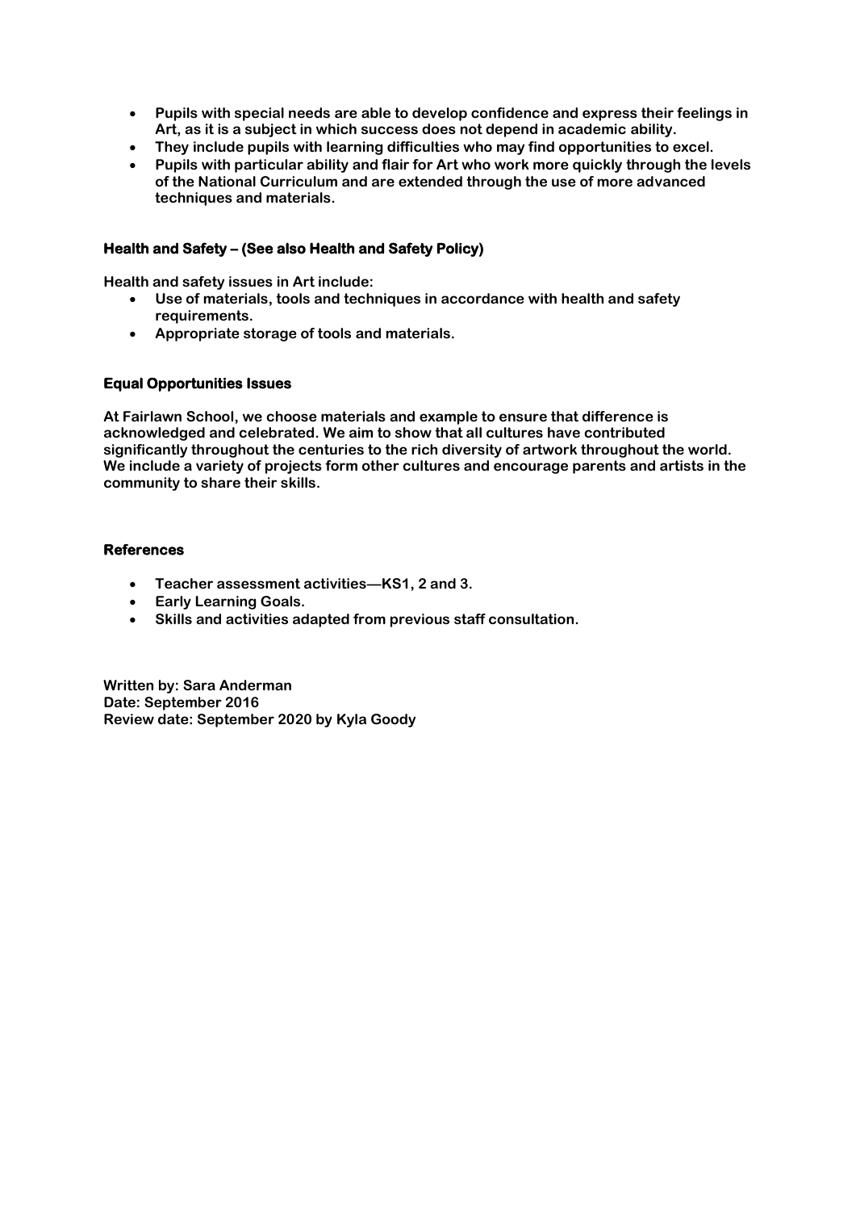- **Pupils with special needs are able to develop confidence and express their feelings in Art, as it is a subject in which success does not depend in academic ability.**
- **They include pupils with learning difficulties who may find opportunities to excel.**
- **Pupils with particular ability and flair for Art who work more quickly through the levels of the National Curriculum and are extended through the use of more advanced techniques and materials.**

### Health and Safety – (See also Health and Safety Policy)

**Health and safety issues in Art include:**

- **Use of materials, tools and techniques in accordance with health and safety requirements.**
- **Appropriate storage of tools and materials.**

### Equal Opportunities Issues

**At Fairlawn School, we choose materials and example to ensure that difference is acknowledged and celebrated. We aim to show that all cultures have contributed significantly throughout the centuries to the rich diversity of artwork throughout the world. We include a variety of projects form other cultures and encourage parents and artists in the community to share their skills.**

### References

- **Teacher assessment activities—KS1, 2 and 3.**
- **Early Learning Goals.**
- **Skills and activities adapted from previous staff consultation.**

**Written by: Sara Anderman**
**Date: September 2016**
**Review date: September 2020 by Kyla Goody**